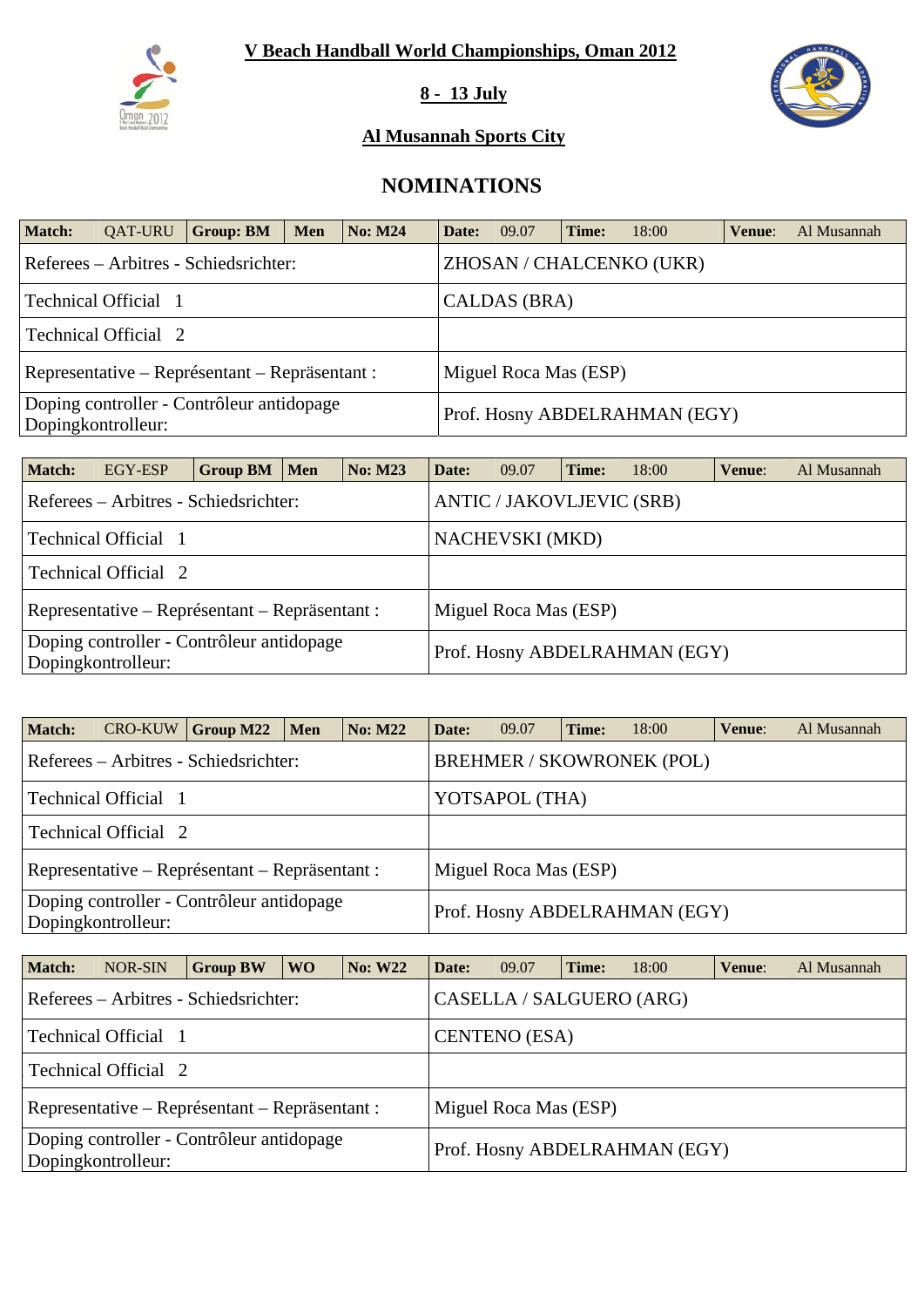# V Beach Handball World Championships, Oman 2012

## 8 - 13 July

## Al Musannah Sports City

## NOMINATIONS

| **Match:** QAT-URU | **Group: BM** | **Men** | **No: M24** | **Date:** 09.07 | **Time:** 18:00 | **Venue:** Al Musannah |
|---|---|---|---|---|---|---|
| Referees – Arbitres - Schiedsrichter: | | | | ZHOSAN / CHALCENKO (UKR) | | |
| Technical Official 1 | | | | CALDAS (BRA) | | |
| Technical Official 2 | | | | | | |
| Representative – Représentant – Repräsentant : | | | | Miguel Roca Mas (ESP) | | |
| Doping controller - Contrôleur antidopage Dopingkontrolleur: | | | | Prof. Hosny ABDELRAHMAN (EGY) | | |

| **Match:** EGY-ESP | **Group BM** | **Men** | **No: M23** | **Date:** 09.07 | **Time:** 18:00 | **Venue:** Al Musannah |
|---|---|---|---|---|---|---|
| Referees – Arbitres - Schiedsrichter: | | | | ANTIC / JAKOVLJEVIC (SRB) | | |
| Technical Official 1 | | | | NACHEVSKI (MKD) | | |
| Technical Official 2 | | | | | | |
| Representative – Représentant – Repräsentant : | | | | Miguel Roca Mas (ESP) | | |
| Doping controller - Contrôleur antidopage Dopingkontrolleur: | | | | Prof. Hosny ABDELRAHMAN (EGY) | | |

| **Match:** CRO-KUW | **Group M22** | **Men** | **No: M22** | **Date:** 09.07 | **Time:** 18:00 | **Venue:** Al Musannah |
|---|---|---|---|---|---|---|
| Referees – Arbitres - Schiedsrichter: | | | | BREHMER / SKOWRONEK (POL) | | |
| Technical Official 1 | | | | YOTSAPOL (THA) | | |
| Technical Official 2 | | | | | | |
| Representative – Représentant – Repräsentant : | | | | Miguel Roca Mas (ESP) | | |
| Doping controller - Contrôleur antidopage Dopingkontrolleur: | | | | Prof. Hosny ABDELRAHMAN (EGY) | | |

| **Match:** NOR-SIN | **Group BW** | **WO** | **No: W22** | **Date:** 09.07 | **Time:** 18:00 | **Venue:** Al Musannah |
|---|---|---|---|---|---|---|
| Referees – Arbitres - Schiedsrichter: | | | | CASELLA / SALGUERO (ARG) | | |
| Technical Official 1 | | | | CENTENO (ESA) | | |
| Technical Official 2 | | | | | | |
| Representative – Représentant – Repräsentant : | | | | Miguel Roca Mas (ESP) | | |
| Doping controller - Contrôleur antidopage Dopingkontrolleur: | | | | Prof. Hosny ABDELRAHMAN (EGY) | | |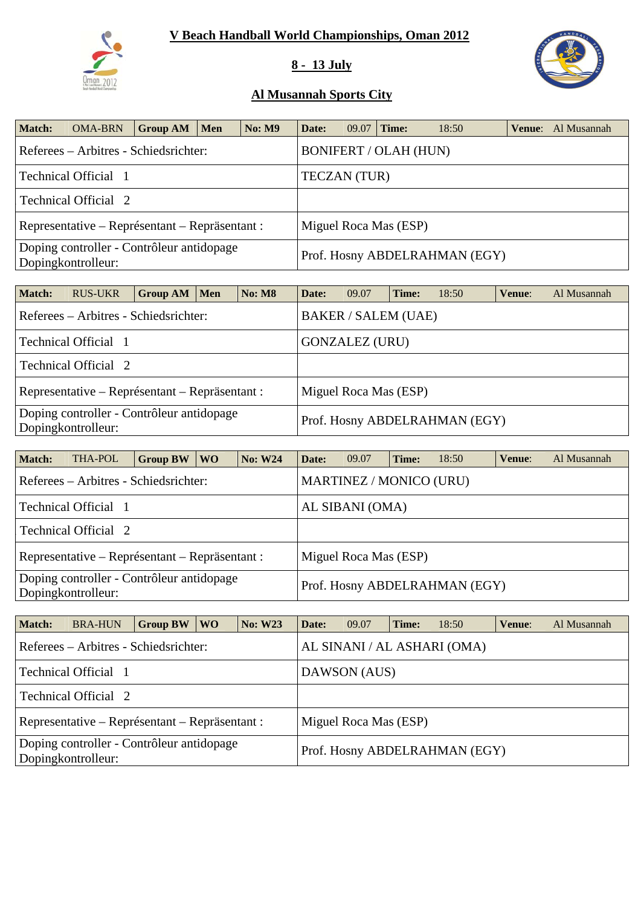# V Beach Handball World Championships, Oman 2012

## 8 - 13 July

## Al Musannah Sports City

| Match: | OMA-BRN | Group AM | Men | No: M9 | Date: | 09.07 | Time: | 18:50 | Venue: | Al Musannah |
|---|---|---|---|---|---|---|---|---|---|---|
| Referees – Arbitres - Schiedsrichter: | | | | | BONIFERT / OLAH (HUN) | | | | | |
| Technical Official 1 | | | | | TECZAN (TUR) | | | | | |
| Technical Official 2 | | | | | | | | | | |
| Representative – Représentant – Repräsentant : | | | | | Miguel Roca Mas (ESP) | | | | | |
| Doping controller - Contrôleur antidopage Dopingkontrolleur: | | | | | Prof. Hosny ABDELRAHMAN (EGY) | | | | | |

| Match: | RUS-UKR | Group AM | Men | No: M8 | Date: | 09.07 | Time: | 18:50 | Venue: | Al Musannah |
|---|---|---|---|---|---|---|---|---|---|---|
| Referees – Arbitres - Schiedsrichter: | | | | | BAKER / SALEM (UAE) | | | | | |
| Technical Official 1 | | | | | GONZALEZ (URU) | | | | | |
| Technical Official 2 | | | | | | | | | | |
| Representative – Représentant – Repräsentant : | | | | | Miguel Roca Mas (ESP) | | | | | |
| Doping controller - Contrôleur antidopage Dopingkontrolleur: | | | | | Prof. Hosny ABDELRAHMAN (EGY) | | | | | |

| Match: | THA-POL | Group BW | WO | No: W24 | Date: | 09.07 | Time: | 18:50 | Venue: | Al Musannah |
|---|---|---|---|---|---|---|---|---|---|---|
| Referees – Arbitres - Schiedsrichter: | | | | | MARTINEZ / MONICO (URU) | | | | | |
| Technical Official 1 | | | | | AL SIBANI (OMA) | | | | | |
| Technical Official 2 | | | | | | | | | | |
| Representative – Représentant – Repräsentant : | | | | | Miguel Roca Mas (ESP) | | | | | |
| Doping controller - Contrôleur antidopage Dopingkontrolleur: | | | | | Prof. Hosny ABDELRAHMAN (EGY) | | | | | |

| Match: | BRA-HUN | Group BW | WO | No: W23 | Date: | 09.07 | Time: | 18:50 | Venue: | Al Musannah |
|---|---|---|---|---|---|---|---|---|---|---|
| Referees – Arbitres - Schiedsrichter: | | | | | AL SINANI / AL ASHARI (OMA) | | | | | |
| Technical Official 1 | | | | | DAWSON (AUS) | | | | | |
| Technical Official 2 | | | | | | | | | | |
| Representative – Représentant – Repräsentant : | | | | | Miguel Roca Mas (ESP) | | | | | |
| Doping controller - Contrôleur antidopage Dopingkontrolleur: | | | | | Prof. Hosny ABDELRAHMAN (EGY) | | | | | |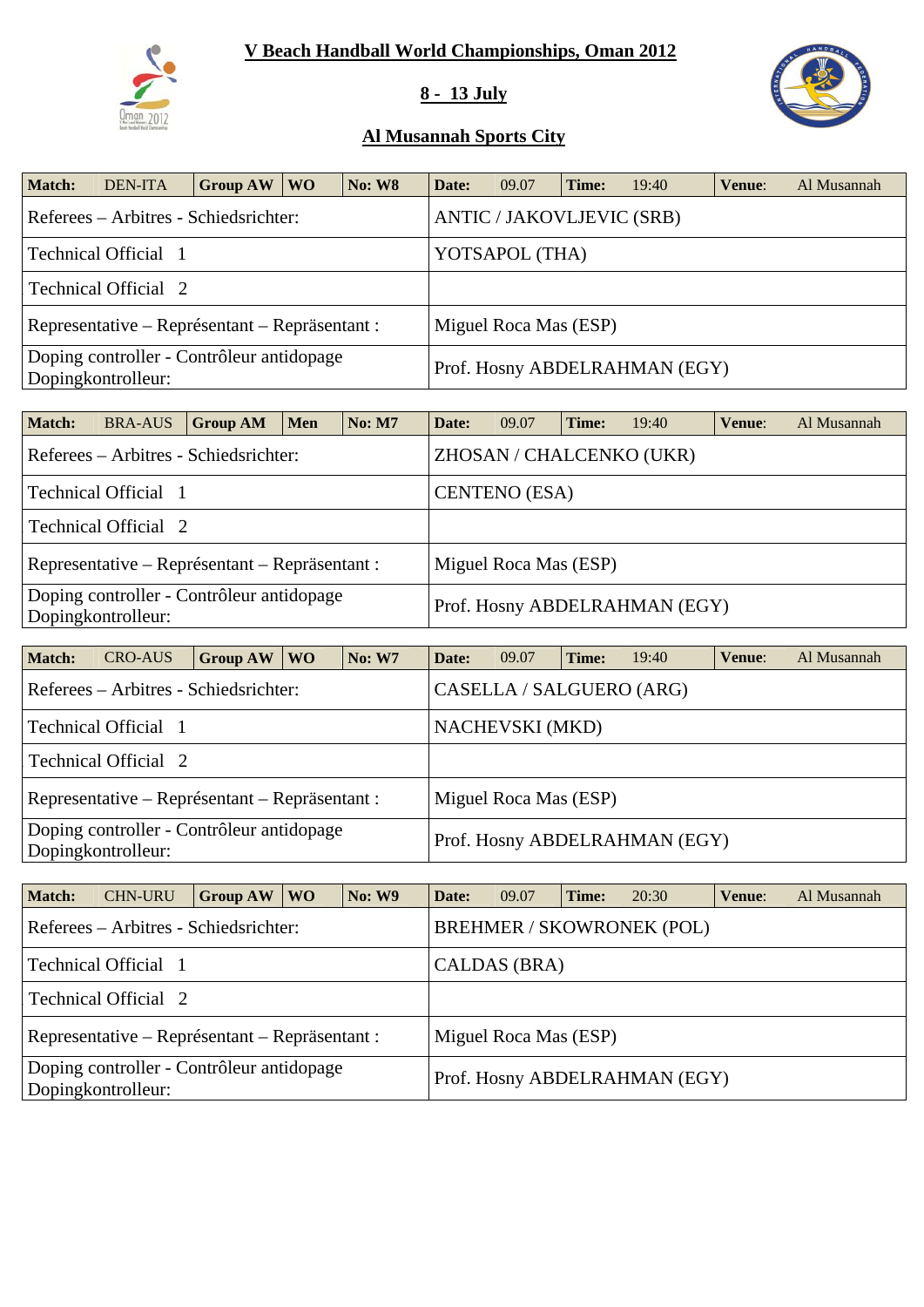# V Beach Handball World Championships, Oman 2012

## 8 - 13 July

## Al Musannah Sports City

| Match: | DEN-ITA | Group AW | WO | No: W8 | Date: | 09.07 | Time: | 19:40 | Venue: | Al Musannah |
|---|---|---|---|---|---|---|---|---|---|---|
| Referees – Arbitres - Schiedsrichter: | | | | | ANTIC / JAKOVLJEVIC (SRB) | | | | | |
| Technical Official 1 | | | | | YOTSAPOL (THA) | | | | | |
| Technical Official 2 | | | | | | | | | | |
| Representative – Représentant – Repräsentant : | | | | | Miguel Roca Mas (ESP) | | | | | |
| Doping controller - Contrôleur antidopage Dopingkontrolleur: | | | | | Prof. Hosny ABDELRAHMAN (EGY) | | | | | |

| Match: | BRA-AUS | Group AM | Men | No: M7 | Date: | 09.07 | Time: | 19:40 | Venue: | Al Musannah |
|---|---|---|---|---|---|---|---|---|---|---|
| Referees – Arbitres - Schiedsrichter: | | | | | ZHOSAN / CHALCENKO (UKR) | | | | | |
| Technical Official 1 | | | | | CENTENO (ESA) | | | | | |
| Technical Official 2 | | | | | | | | | | |
| Representative – Représentant – Repräsentant : | | | | | Miguel Roca Mas (ESP) | | | | | |
| Doping controller - Contrôleur antidopage Dopingkontrolleur: | | | | | Prof. Hosny ABDELRAHMAN (EGY) | | | | | |

| Match: | CRO-AUS | Group AW | WO | No: W7 | Date: | 09.07 | Time: | 19:40 | Venue: | Al Musannah |
|---|---|---|---|---|---|---|---|---|---|---|
| Referees – Arbitres - Schiedsrichter: | | | | | CASELLA / SALGUERO (ARG) | | | | | |
| Technical Official 1 | | | | | NACHEVSKI (MKD) | | | | | |
| Technical Official 2 | | | | | | | | | | |
| Representative – Représentant – Repräsentant : | | | | | Miguel Roca Mas (ESP) | | | | | |
| Doping controller - Contrôleur antidopage Dopingkontrolleur: | | | | | Prof. Hosny ABDELRAHMAN (EGY) | | | | | |

| Match: | CHN-URU | Group AW | WO | No: W9 | Date: | 09.07 | Time: | 20:30 | Venue: | Al Musannah |
|---|---|---|---|---|---|---|---|---|---|---|
| Referees – Arbitres - Schiedsrichter: | | | | | BREHMER / SKOWRONEK (POL) | | | | | |
| Technical Official 1 | | | | | CALDAS (BRA) | | | | | |
| Technical Official 2 | | | | | | | | | | |
| Representative – Représentant – Repräsentant : | | | | | Miguel Roca Mas (ESP) | | | | | |
| Doping controller - Contrôleur antidopage Dopingkontrolleur: | | | | | Prof. Hosny ABDELRAHMAN (EGY) | | | | | |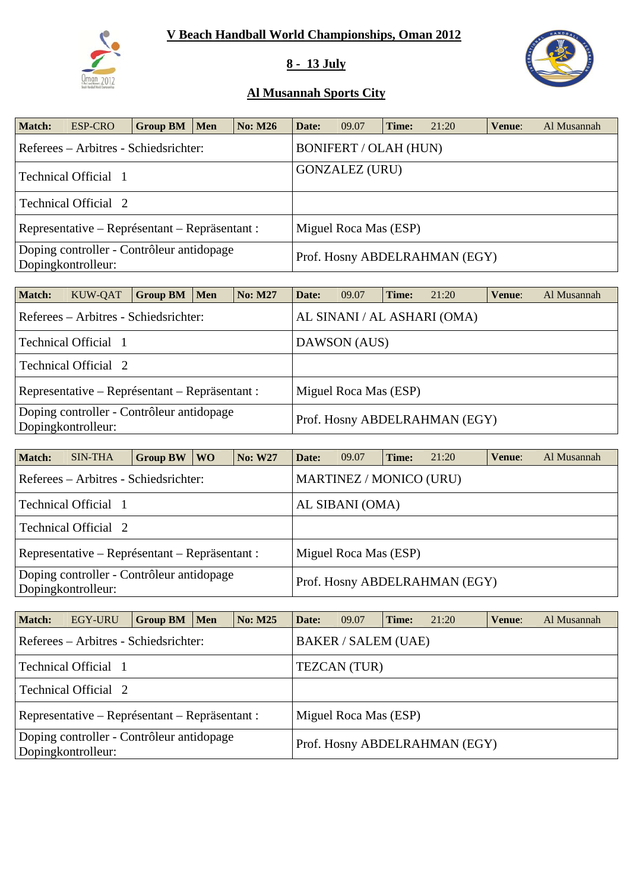# V Beach Handball World Championships, Oman 2012

## 8 - 13 July

## Al Musannah Sports City

| Match: | ESP-CRO | Group BM | Men | No: M26 | Date: | 09.07 | Time: | 21:20 | Venue: | Al Musannah |
|---|---|---|---|---|---|---|---|---|---|---|
| Referees – Arbitres - Schiedsrichter: | | | | | BONIFERT / OLAH (HUN) | | | | | |
| Technical Official 1 | | | | | GONZALEZ (URU) | | | | | |
| Technical Official 2 | | | | | | | | | | |
| Representative – Représentant – Repräsentant : | | | | | Miguel Roca Mas (ESP) | | | | | |
| Doping controller - Contrôleur antidopage Dopingkontrolleur: | | | | | Prof. Hosny ABDELRAHMAN (EGY) | | | | | |

| Match: | KUW-QAT | Group BM | Men | No: M27 | Date: | 09.07 | Time: | 21:20 | Venue: | Al Musannah |
|---|---|---|---|---|---|---|---|---|---|---|
| Referees – Arbitres - Schiedsrichter: | | | | | AL SINANI / AL ASHARI (OMA) | | | | | |
| Technical Official 1 | | | | | DAWSON (AUS) | | | | | |
| Technical Official 2 | | | | | | | | | | |
| Representative – Représentant – Repräsentant : | | | | | Miguel Roca Mas (ESP) | | | | | |
| Doping controller - Contrôleur antidopage Dopingkontrolleur: | | | | | Prof. Hosny ABDELRAHMAN (EGY) | | | | | |

| Match: | SIN-THA | Group BW | WO | No: W27 | Date: | 09.07 | Time: | 21:20 | Venue: | Al Musannah |
|---|---|---|---|---|---|---|---|---|---|---|
| Referees – Arbitres - Schiedsrichter: | | | | | MARTINEZ / MONICO (URU) | | | | | |
| Technical Official 1 | | | | | AL SIBANI (OMA) | | | | | |
| Technical Official 2 | | | | | | | | | | |
| Representative – Représentant – Repräsentant : | | | | | Miguel Roca Mas (ESP) | | | | | |
| Doping controller - Contrôleur antidopage Dopingkontrolleur: | | | | | Prof. Hosny ABDELRAHMAN (EGY) | | | | | |

| Match: | EGY-URU | Group BM | Men | No: M25 | Date: | 09.07 | Time: | 21:20 | Venue: | Al Musannah |
|---|---|---|---|---|---|---|---|---|---|---|
| Referees – Arbitres - Schiedsrichter: | | | | | BAKER / SALEM (UAE) | | | | | |
| Technical Official 1 | | | | | TEZCAN (TUR) | | | | | |
| Technical Official 2 | | | | | | | | | | |
| Representative – Représentant – Repräsentant : | | | | | Miguel Roca Mas (ESP) | | | | | |
| Doping controller - Contrôleur antidopage Dopingkontrolleur: | | | | | Prof. Hosny ABDELRAHMAN (EGY) | | | | | |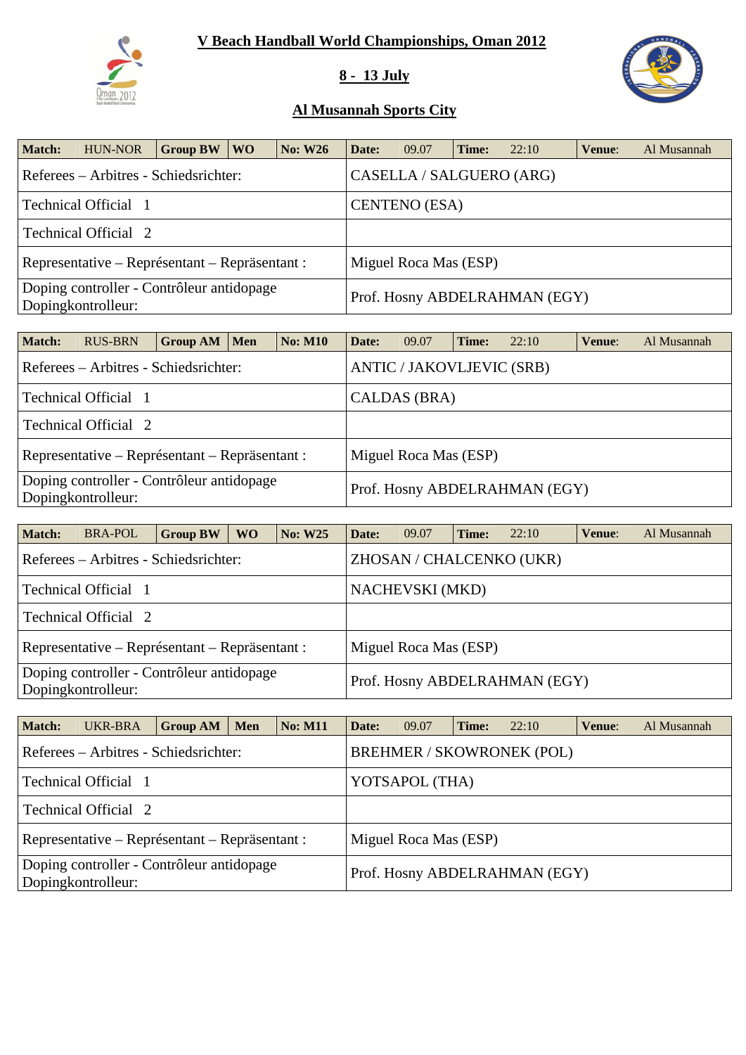# V Beach Handball World Championships, Oman 2012

## 8 - 13 July

## Al Musannah Sports City

| Match: | HUN-NOR | Group BW | WO | No: W26 | Date: | 09.07 | Time: | 22:10 | Venue: | Al Musannah |
|---|---|---|---|---|---|---|---|---|---|---|
| Referees – Arbitres - Schiedsrichter: | | | | | CASELLA / SALGUERO (ARG) | | | | | |
| Technical Official 1 | | | | | CENTENO (ESA) | | | | | |
| Technical Official 2 | | | | | | | | | | |
| Representative – Représentant – Repräsentant : | | | | | Miguel Roca Mas (ESP) | | | | | |
| Doping controller - Contrôleur antidopage Dopingkontrolleur: | | | | | Prof. Hosny ABDELRAHMAN (EGY) | | | | | |

| Match: | RUS-BRN | Group AM | Men | No: M10 | Date: | 09.07 | Time: | 22:10 | Venue: | Al Musannah |
|---|---|---|---|---|---|---|---|---|---|---|
| Referees – Arbitres - Schiedsrichter: | | | | | ANTIC / JAKOVLJEVIC (SRB) | | | | | |
| Technical Official 1 | | | | | CALDAS (BRA) | | | | | |
| Technical Official 2 | | | | | | | | | | |
| Representative – Représentant – Repräsentant : | | | | | Miguel Roca Mas (ESP) | | | | | |
| Doping controller - Contrôleur antidopage Dopingkontrolleur: | | | | | Prof. Hosny ABDELRAHMAN (EGY) | | | | | |

| Match: | BRA-POL | Group BW | WO | No: W25 | Date: | 09.07 | Time: | 22:10 | Venue: | Al Musannah |
|---|---|---|---|---|---|---|---|---|---|---|
| Referees – Arbitres - Schiedsrichter: | | | | | ZHOSAN / CHALCENKO (UKR) | | | | | |
| Technical Official 1 | | | | | NACHEVSKI (MKD) | | | | | |
| Technical Official 2 | | | | | | | | | | |
| Representative – Représentant – Repräsentant : | | | | | Miguel Roca Mas (ESP) | | | | | |
| Doping controller - Contrôleur antidopage Dopingkontrolleur: | | | | | Prof. Hosny ABDELRAHMAN (EGY) | | | | | |

| Match: | UKR-BRA | Group AM | Men | No: M11 | Date: | 09.07 | Time: | 22:10 | Venue: | Al Musannah |
|---|---|---|---|---|---|---|---|---|---|---|
| Referees – Arbitres - Schiedsrichter: | | | | | BREHMER / SKOWRONEK (POL) | | | | | |
| Technical Official 1 | | | | | YOTSAPOL (THA) | | | | | |
| Technical Official 2 | | | | | | | | | | |
| Representative – Représentant – Repräsentant : | | | | | Miguel Roca Mas (ESP) | | | | | |
| Doping controller - Contrôleur antidopage Dopingkontrolleur: | | | | | Prof. Hosny ABDELRAHMAN (EGY) | | | | | |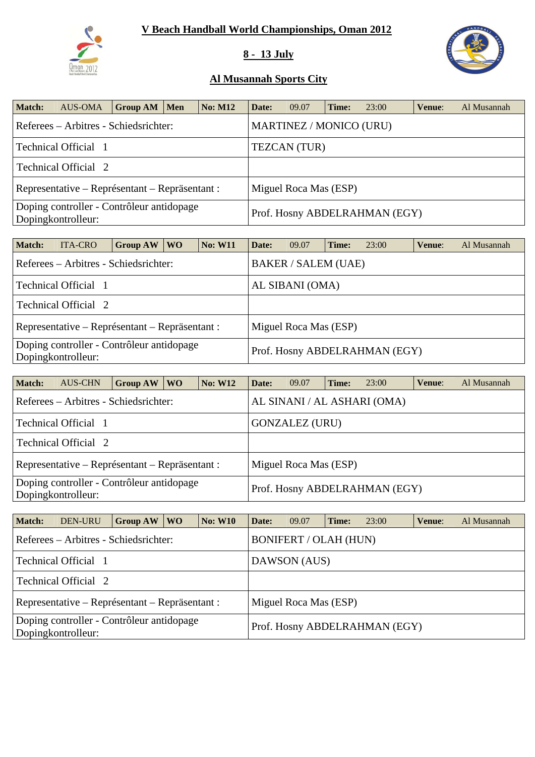**V Beach Handball World Championships, Oman 2012**

**8 - 13 July**

**Al Musannah Sports City**

| Match: | AUS-OMA | Group AM | Men | No: M12 | Date: | 09.07 | Time: | 23:00 | Venue: | Al Musannah |
|---|---|---|---|---|---|---|---|---|---|---|
| Referees – Arbitres - Schiedsrichter: | | | | | MARTINEZ / MONICO (URU) | | | | | |
| Technical Official 1 | | | | | TEZCAN (TUR) | | | | | |
| Technical Official 2 | | | | | | | | | | |
| Representative – Représentant – Repräsentant : | | | | | Miguel Roca Mas (ESP) | | | | | |
| Doping controller - Contrôleur antidopage Dopingkontrolleur: | | | | | Prof. Hosny ABDELRAHMAN (EGY) | | | | | |

| Match: | ITA-CRO | Group AW | WO | No: W11 | Date: | 09.07 | Time: | 23:00 | Venue: | Al Musannah |
|---|---|---|---|---|---|---|---|---|---|---|
| Referees – Arbitres - Schiedsrichter: | | | | | BAKER / SALEM (UAE) | | | | | |
| Technical Official 1 | | | | | AL SIBANI (OMA) | | | | | |
| Technical Official 2 | | | | | | | | | | |
| Representative – Représentant – Repräsentant : | | | | | Miguel Roca Mas (ESP) | | | | | |
| Doping controller - Contrôleur antidopage Dopingkontrolleur: | | | | | Prof. Hosny ABDELRAHMAN (EGY) | | | | | |

| Match: | AUS-CHN | Group AW | WO | No: W12 | Date: | 09.07 | Time: | 23:00 | Venue: | Al Musannah |
|---|---|---|---|---|---|---|---|---|---|---|
| Referees – Arbitres - Schiedsrichter: | | | | | AL SINANI / AL ASHARI (OMA) | | | | | |
| Technical Official 1 | | | | | GONZALEZ (URU) | | | | | |
| Technical Official 2 | | | | | | | | | | |
| Representative – Représentant – Repräsentant : | | | | | Miguel Roca Mas (ESP) | | | | | |
| Doping controller - Contrôleur antidopage Dopingkontrolleur: | | | | | Prof. Hosny ABDELRAHMAN (EGY) | | | | | |

| Match: | DEN-URU | Group AW | WO | No: W10 | Date: | 09.07 | Time: | 23:00 | Venue: | Al Musannah |
|---|---|---|---|---|---|---|---|---|---|---|
| Referees – Arbitres - Schiedsrichter: | | | | | BONIFERT / OLAH (HUN) | | | | | |
| Technical Official 1 | | | | | DAWSON (AUS) | | | | | |
| Technical Official 2 | | | | | | | | | | |
| Representative – Représentant – Repräsentant : | | | | | Miguel Roca Mas (ESP) | | | | | |
| Doping controller - Contrôleur antidopage Dopingkontrolleur: | | | | | Prof. Hosny ABDELRAHMAN (EGY) | | | | | |